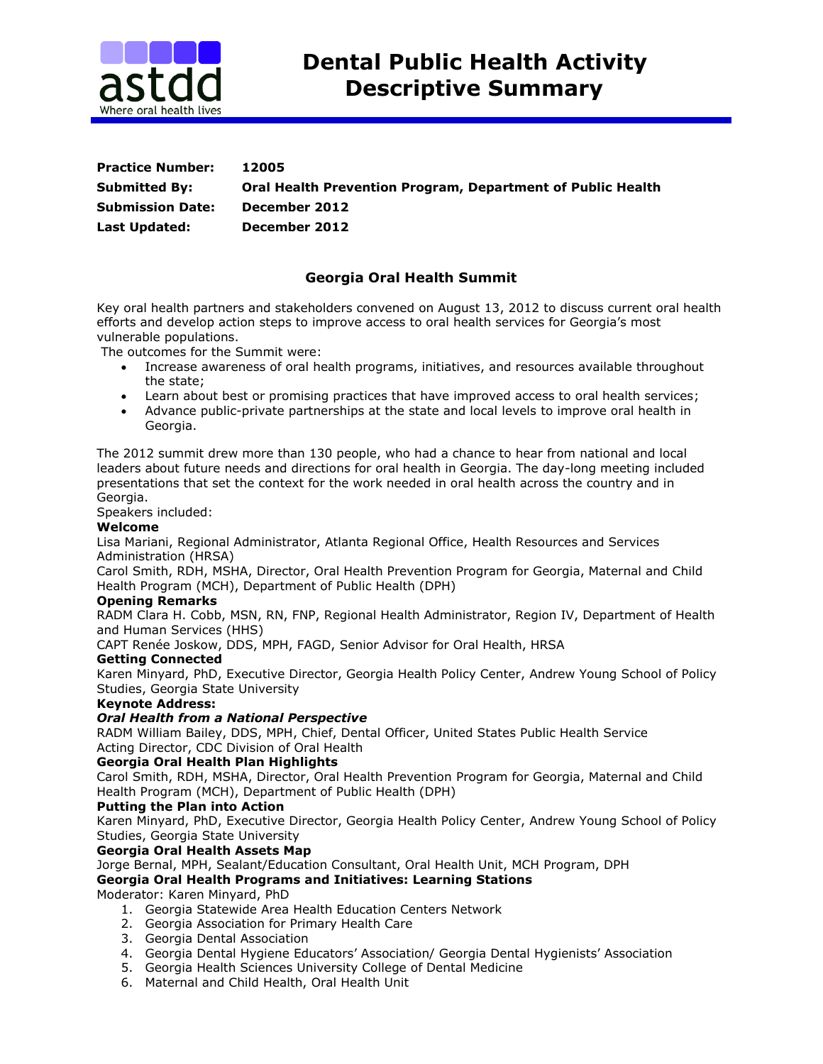# Dental Public Health Activity Descriptive Summary

**Practice Number:** 12005
**Submitted By:** Oral Health Prevention Program, Department of Public Health
**Submission Date:** December 2012
**Last Updated:** December 2012

## Georgia Oral Health Summit

Key oral health partners and stakeholders convened on August 13, 2012 to discuss current oral health efforts and develop action steps to improve access to oral health services for Georgia's most vulnerable populations.

The outcomes for the Summit were:

- Increase awareness of oral health programs, initiatives, and resources available throughout the state;
- Learn about best or promising practices that have improved access to oral health services;
- Advance public-private partnerships at the state and local levels to improve oral health in Georgia.

The 2012 summit drew more than 130 people, who had a chance to hear from national and local leaders about future needs and directions for oral health in Georgia. The day-long meeting included presentations that set the context for the work needed in oral health across the country and in Georgia.

Speakers included:

**Welcome**

Lisa Mariani, Regional Administrator, Atlanta Regional Office, Health Resources and Services Administration (HRSA)

Carol Smith, RDH, MSHA, Director, Oral Health Prevention Program for Georgia, Maternal and Child Health Program (MCH), Department of Public Health (DPH)

**Opening Remarks**

RADM Clara H. Cobb, MSN, RN, FNP, Regional Health Administrator, Region IV, Department of Health and Human Services (HHS)

CAPT Renée Joskow, DDS, MPH, FAGD, Senior Advisor for Oral Health, HRSA

**Getting Connected**

Karen Minyard, PhD, Executive Director, Georgia Health Policy Center, Andrew Young School of Policy Studies, Georgia State University

**Keynote Address:**

***Oral Health from a National Perspective***

RADM William Bailey, DDS, MPH, Chief, Dental Officer, United States Public Health Service
Acting Director, CDC Division of Oral Health

**Georgia Oral Health Plan Highlights**

Carol Smith, RDH, MSHA, Director, Oral Health Prevention Program for Georgia, Maternal and Child Health Program (MCH), Department of Public Health (DPH)

**Putting the Plan into Action**

Karen Minyard, PhD, Executive Director, Georgia Health Policy Center, Andrew Young School of Policy Studies, Georgia State University

**Georgia Oral Health Assets Map**

Jorge Bernal, MPH, Sealant/Education Consultant, Oral Health Unit, MCH Program, DPH

**Georgia Oral Health Programs and Initiatives: Learning Stations**

Moderator: Karen Minyard, PhD

1. Georgia Statewide Area Health Education Centers Network
2. Georgia Association for Primary Health Care
3. Georgia Dental Association
4. Georgia Dental Hygiene Educators' Association/ Georgia Dental Hygienists' Association
5. Georgia Health Sciences University College of Dental Medicine
6. Maternal and Child Health, Oral Health Unit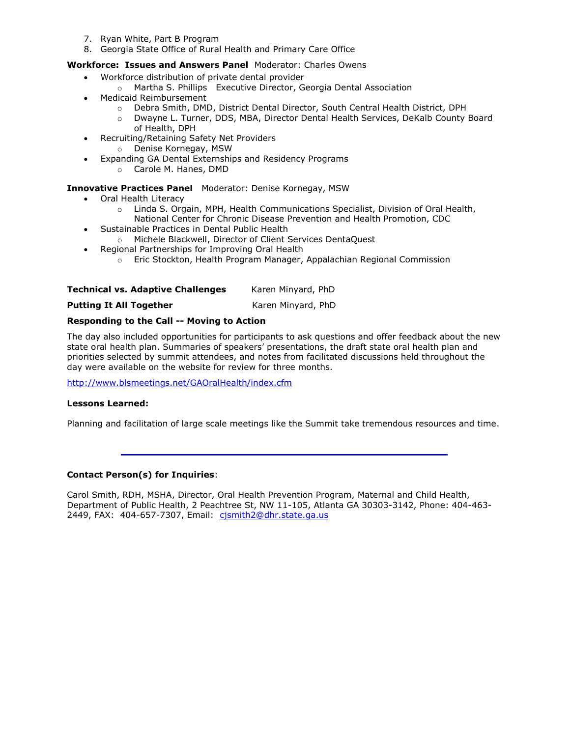7. Ryan White, Part B Program
8. Georgia State Office of Rural Health and Primary Care Office

**Workforce: Issues and Answers Panel** Moderator: Charles Owens

- Workforce distribution of private dental provider
  - Martha S. Phillips Executive Director, Georgia Dental Association
- Medicaid Reimbursement
  - Debra Smith, DMD, District Dental Director, South Central Health District, DPH
  - Dwayne L. Turner, DDS, MBA, Director Dental Health Services, DeKalb County Board of Health, DPH
- Recruiting/Retaining Safety Net Providers
  - Denise Kornegay, MSW
- Expanding GA Dental Externships and Residency Programs
  - Carole M. Hanes, DMD

**Innovative Practices Panel** Moderator: Denise Kornegay, MSW

- Oral Health Literacy
  - Linda S. Orgain, MPH, Health Communications Specialist, Division of Oral Health, National Center for Chronic Disease Prevention and Health Promotion, CDC
- Sustainable Practices in Dental Public Health
  - Michele Blackwell, Director of Client Services DentaQuest
- Regional Partnerships for Improving Oral Health
  - Eric Stockton, Health Program Manager, Appalachian Regional Commission

**Technical vs. Adaptive Challenges** Karen Minyard, PhD

**Putting It All Together** Karen Minyard, PhD

**Responding to the Call -- Moving to Action**

The day also included opportunities for participants to ask questions and offer feedback about the new state oral health plan. Summaries of speakers' presentations, the draft state oral health plan and priorities selected by summit attendees, and notes from facilitated discussions held throughout the day were available on the website for review for three months.

http://www.blsmeetings.net/GAOralHealth/index.cfm

**Lessons Learned:**

Planning and facilitation of large scale meetings like the Summit take tremendous resources and time.

---

**Contact Person(s) for Inquiries**:

Carol Smith, RDH, MSHA, Director, Oral Health Prevention Program, Maternal and Child Health, Department of Public Health, 2 Peachtree St, NW 11-105, Atlanta GA 30303-3142, Phone: 404-463-2449, FAX: 404-657-7307, Email: cjsmith2@dhr.state.ga.us